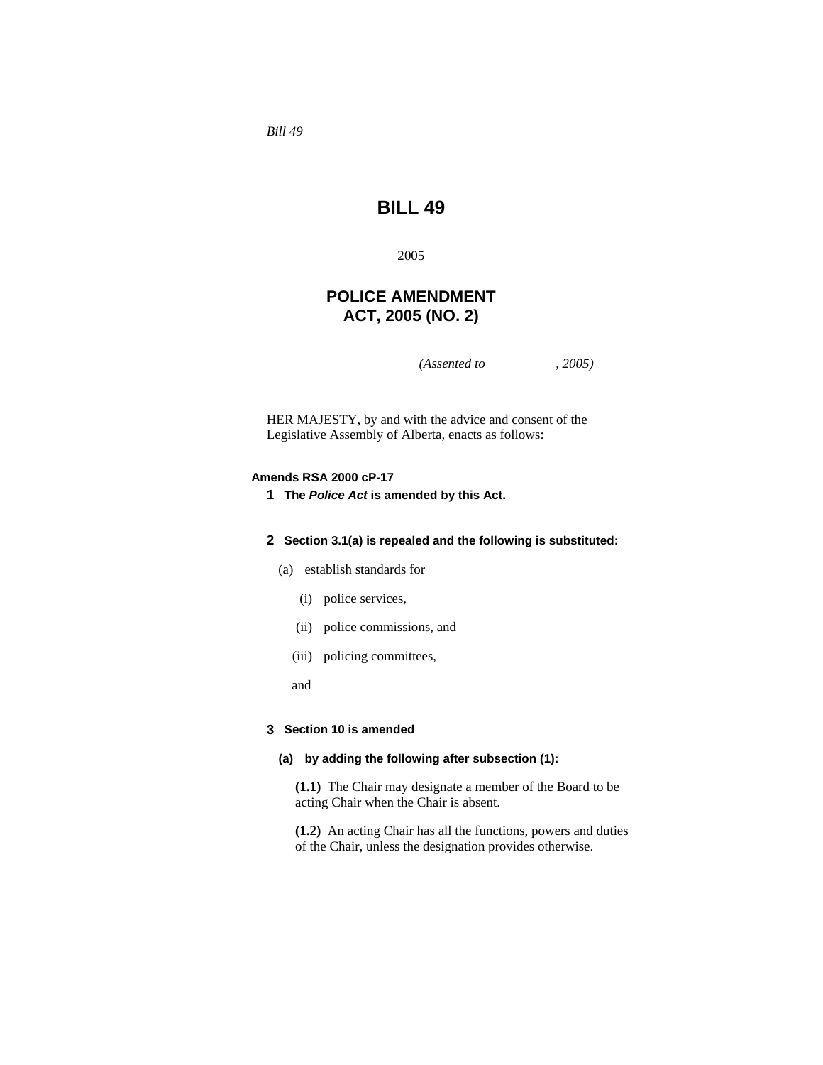*Bill 49*

# BILL 49

2005

## POLICE AMENDMENT ACT, 2005 (NO. 2)

*(Assented to , 2005)*

HER MAJESTY, by and with the advice and consent of the Legislative Assembly of Alberta, enacts as follows:

**Amends RSA 2000 cP-17**

**1 The *Police Act* is amended by this Act.**

**2 Section 3.1(a) is repealed and the following is substituted:**

(a) establish standards for

(i) police services,

(ii) police commissions, and

(iii) policing committees,

and

**3 Section 10 is amended**

**(a) by adding the following after subsection (1):**

**(1.1)** The Chair may designate a member of the Board to be acting Chair when the Chair is absent.

**(1.2)** An acting Chair has all the functions, powers and duties of the Chair, unless the designation provides otherwise.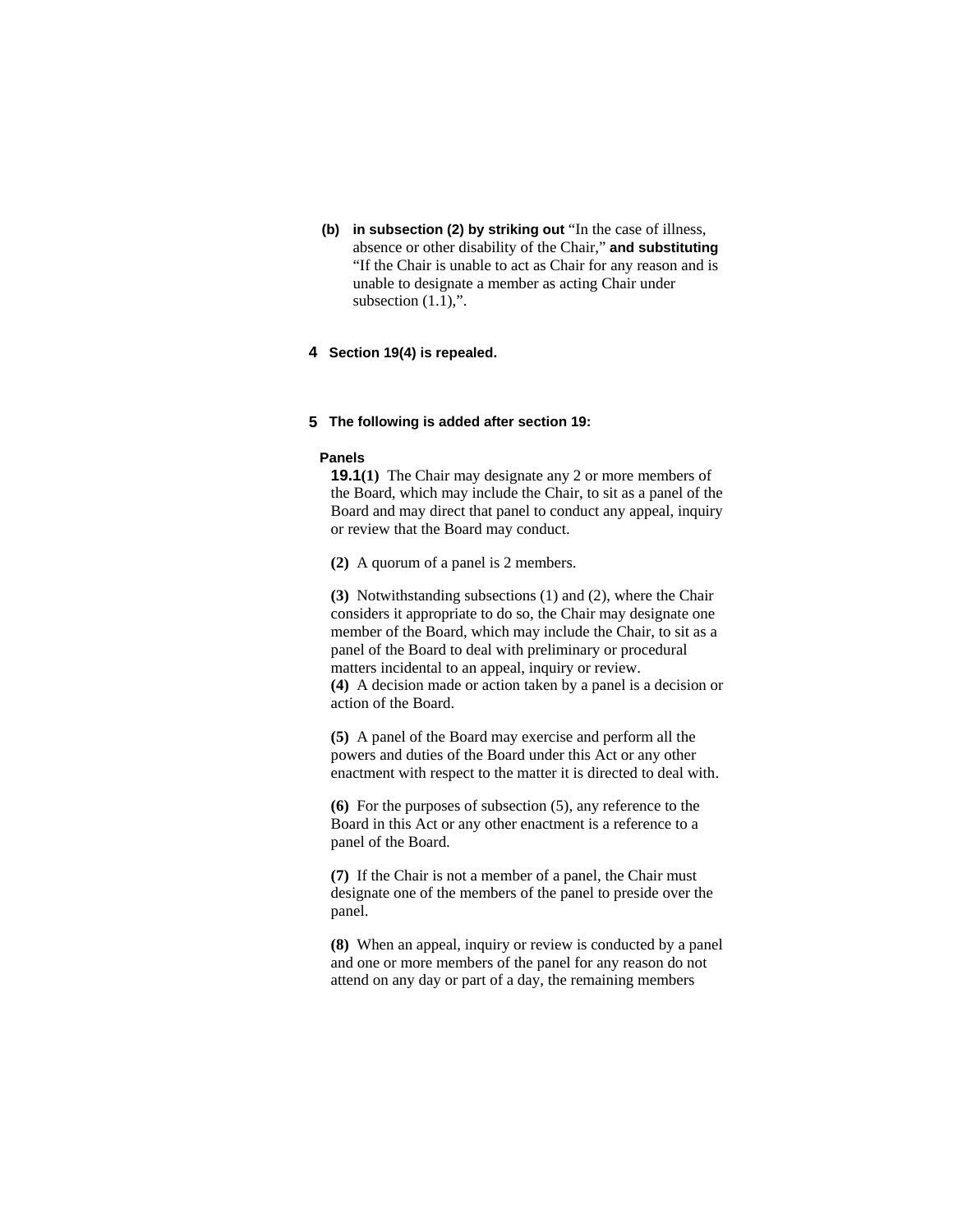**(b) in subsection (2) by striking out** "In the case of illness, absence or other disability of the Chair," **and substituting** "If the Chair is unable to act as Chair for any reason and is unable to designate a member as acting Chair under subsection (1.1),".

**4 Section 19(4) is repealed.**

**5 The following is added after section 19:**

**Panels**

**19.1(1)** The Chair may designate any 2 or more members of the Board, which may include the Chair, to sit as a panel of the Board and may direct that panel to conduct any appeal, inquiry or review that the Board may conduct.

**(2)** A quorum of a panel is 2 members.

**(3)** Notwithstanding subsections (1) and (2), where the Chair considers it appropriate to do so, the Chair may designate one member of the Board, which may include the Chair, to sit as a panel of the Board to deal with preliminary or procedural matters incidental to an appeal, inquiry or review.

**(4)** A decision made or action taken by a panel is a decision or action of the Board.

**(5)** A panel of the Board may exercise and perform all the powers and duties of the Board under this Act or any other enactment with respect to the matter it is directed to deal with.

**(6)** For the purposes of subsection (5), any reference to the Board in this Act or any other enactment is a reference to a panel of the Board.

**(7)** If the Chair is not a member of a panel, the Chair must designate one of the members of the panel to preside over the panel.

**(8)** When an appeal, inquiry or review is conducted by a panel and one or more members of the panel for any reason do not attend on any day or part of a day, the remaining members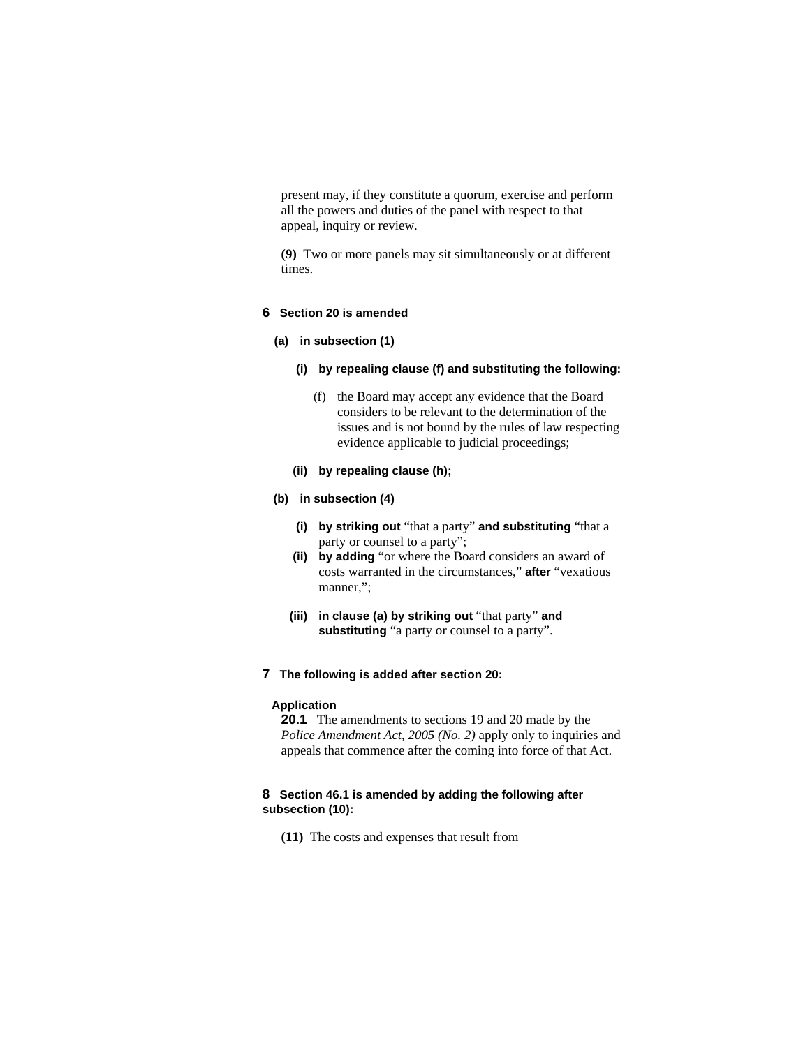present may, if they constitute a quorum, exercise and perform all the powers and duties of the panel with respect to that appeal, inquiry or review.

**(9)** Two or more panels may sit simultaneously or at different times.

**6 Section 20 is amended**

**(a) in subsection (1)**

**(i) by repealing clause (f) and substituting the following:**

(f) the Board may accept any evidence that the Board considers to be relevant to the determination of the issues and is not bound by the rules of law respecting evidence applicable to judicial proceedings;

**(ii) by repealing clause (h);**

**(b) in subsection (4)**

**(i) by striking out** "that a party" **and substituting** "that a party or counsel to a party";

**(ii) by adding** "or where the Board considers an award of costs warranted in the circumstances," **after** "vexatious manner,";

**(iii) in clause (a) by striking out** "that party" **and substituting** "a party or counsel to a party".

**7 The following is added after section 20:**

**Application**

**20.1** The amendments to sections 19 and 20 made by the *Police Amendment Act, 2005 (No. 2)* apply only to inquiries and appeals that commence after the coming into force of that Act.

**8 Section 46.1 is amended by adding the following after subsection (10):**

**(11)** The costs and expenses that result from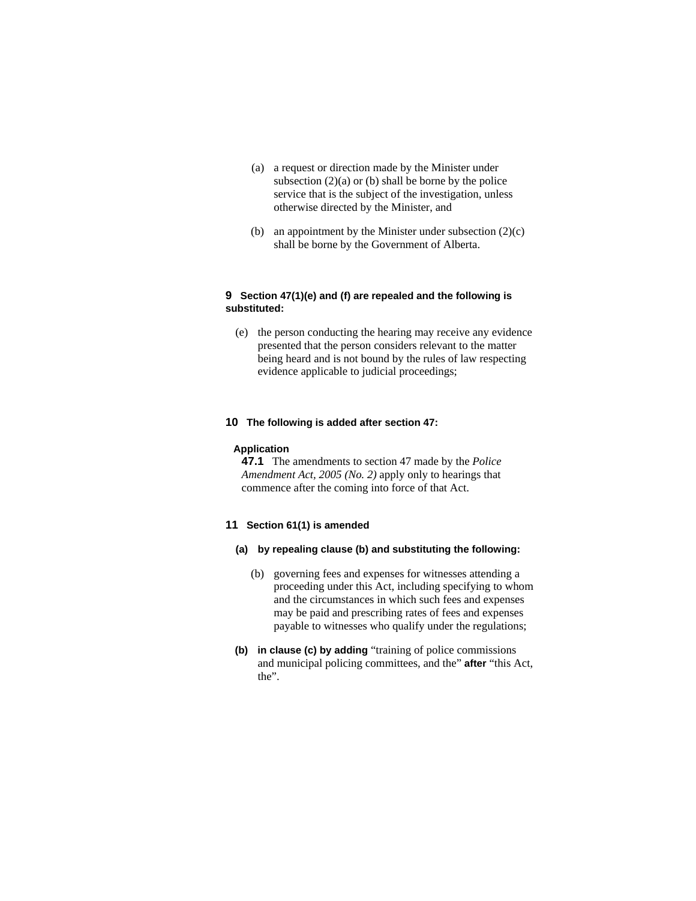(a) a request or direction made by the Minister under subsection (2)(a) or (b) shall be borne by the police service that is the subject of the investigation, unless otherwise directed by the Minister, and

(b) an appointment by the Minister under subsection (2)(c) shall be borne by the Government of Alberta.

**9 Section 47(1)(e) and (f) are repealed and the following is substituted:**

(e) the person conducting the hearing may receive any evidence presented that the person considers relevant to the matter being heard and is not bound by the rules of law respecting evidence applicable to judicial proceedings;

**10 The following is added after section 47:**

**Application**

**47.1** The amendments to section 47 made by the *Police Amendment Act, 2005 (No. 2)* apply only to hearings that commence after the coming into force of that Act.

**11 Section 61(1) is amended**

**(a) by repealing clause (b) and substituting the following:**

(b) governing fees and expenses for witnesses attending a proceeding under this Act, including specifying to whom and the circumstances in which such fees and expenses may be paid and prescribing rates of fees and expenses payable to witnesses who qualify under the regulations;

**(b) in clause (c) by adding** "training of police commissions and municipal policing committees, and the" **after** "this Act, the".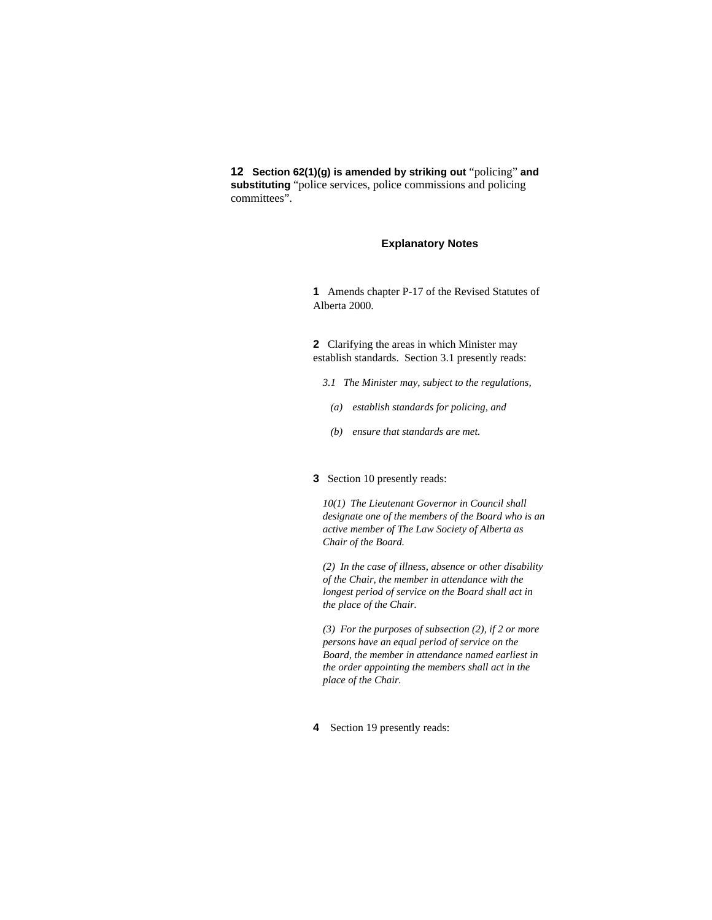**12 Section 62(1)(g) is amended by striking out** “policing” **and substituting** “police services, police commissions and policing committees”.

## Explanatory Notes

**1** Amends chapter P-17 of the Revised Statutes of Alberta 2000.

**2** Clarifying the areas in which Minister may establish standards. Section 3.1 presently reads:

*3.1 The Minister may, subject to the regulations,*

*(a) establish standards for policing, and*

*(b) ensure that standards are met.*

**3** Section 10 presently reads:

*10(1) The Lieutenant Governor in Council shall designate one of the members of the Board who is an active member of The Law Society of Alberta as Chair of the Board.*

*(2) In the case of illness, absence or other disability of the Chair, the member in attendance with the longest period of service on the Board shall act in the place of the Chair.*

*(3) For the purposes of subsection (2), if 2 or more persons have an equal period of service on the Board, the member in attendance named earliest in the order appointing the members shall act in the place of the Chair.*

**4** Section 19 presently reads: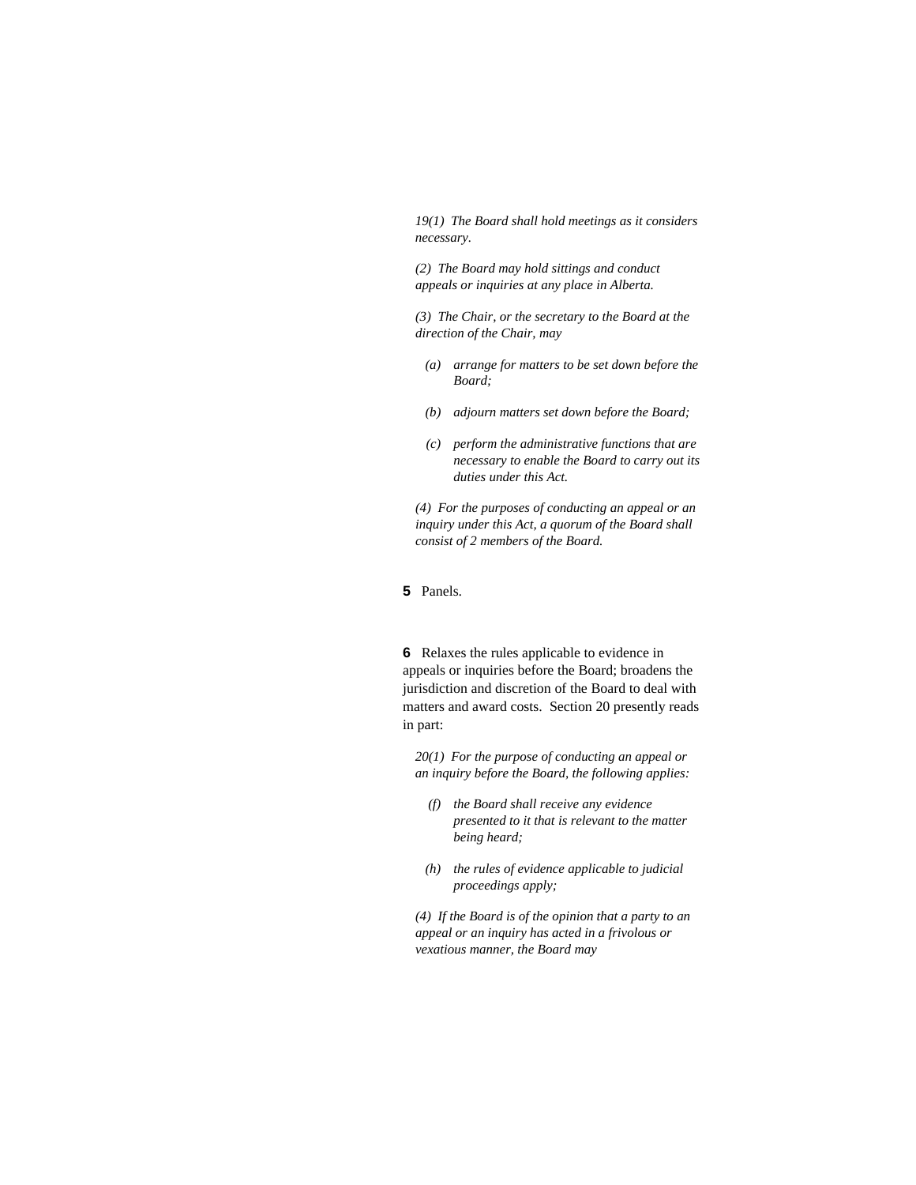*19(1) The Board shall hold meetings as it considers necessary.*

*(2) The Board may hold sittings and conduct appeals or inquiries at any place in Alberta.*

*(3) The Chair, or the secretary to the Board at the direction of the Chair, may*

- *(a) arrange for matters to be set down before the Board;*
- *(b) adjourn matters set down before the Board;*
- *(c) perform the administrative functions that are necessary to enable the Board to carry out its duties under this Act.*

*(4) For the purposes of conducting an appeal or an inquiry under this Act, a quorum of the Board shall consist of 2 members of the Board.*

**5** Panels.

**6** Relaxes the rules applicable to evidence in appeals or inquiries before the Board; broadens the jurisdiction and discretion of the Board to deal with matters and award costs. Section 20 presently reads in part:

*20(1) For the purpose of conducting an appeal or an inquiry before the Board, the following applies:*

- *(f) the Board shall receive any evidence presented to it that is relevant to the matter being heard;*
- *(h) the rules of evidence applicable to judicial proceedings apply;*

*(4) If the Board is of the opinion that a party to an appeal or an inquiry has acted in a frivolous or vexatious manner, the Board may*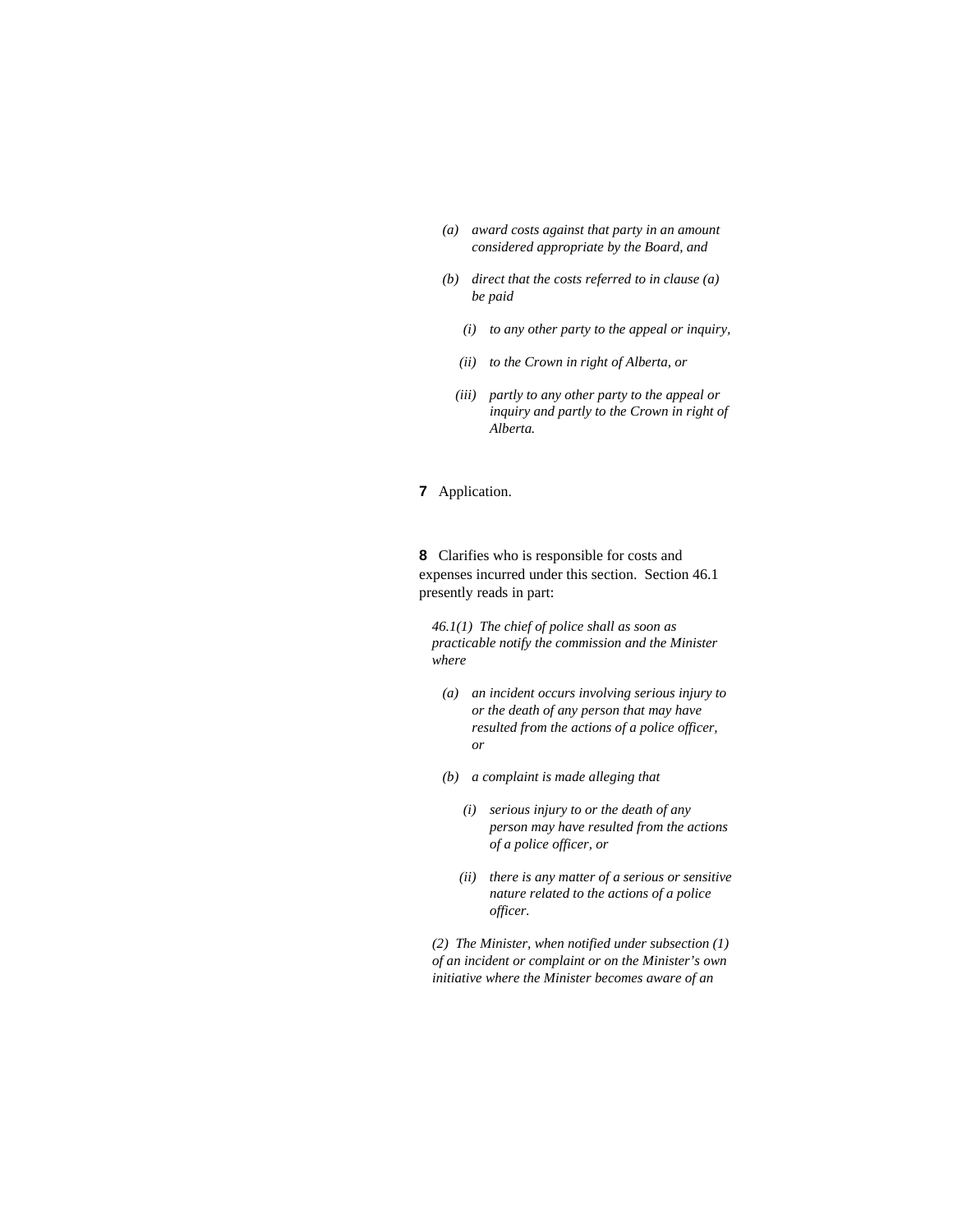*(a) award costs against that party in an amount considered appropriate by the Board, and*

*(b) direct that the costs referred to in clause (a) be paid*

*(i) to any other party to the appeal or inquiry,*

*(ii) to the Crown in right of Alberta, or*

*(iii) partly to any other party to the appeal or inquiry and partly to the Crown in right of Alberta.*

**7** Application.

**8** Clarifies who is responsible for costs and expenses incurred under this section. Section 46.1 presently reads in part:

*46.1(1) The chief of police shall as soon as practicable notify the commission and the Minister where*

*(a) an incident occurs involving serious injury to or the death of any person that may have resulted from the actions of a police officer, or*

*(b) a complaint is made alleging that*

*(i) serious injury to or the death of any person may have resulted from the actions of a police officer, or*

*(ii) there is any matter of a serious or sensitive nature related to the actions of a police officer.*

*(2) The Minister, when notified under subsection (1) of an incident or complaint or on the Minister's own initiative where the Minister becomes aware of an*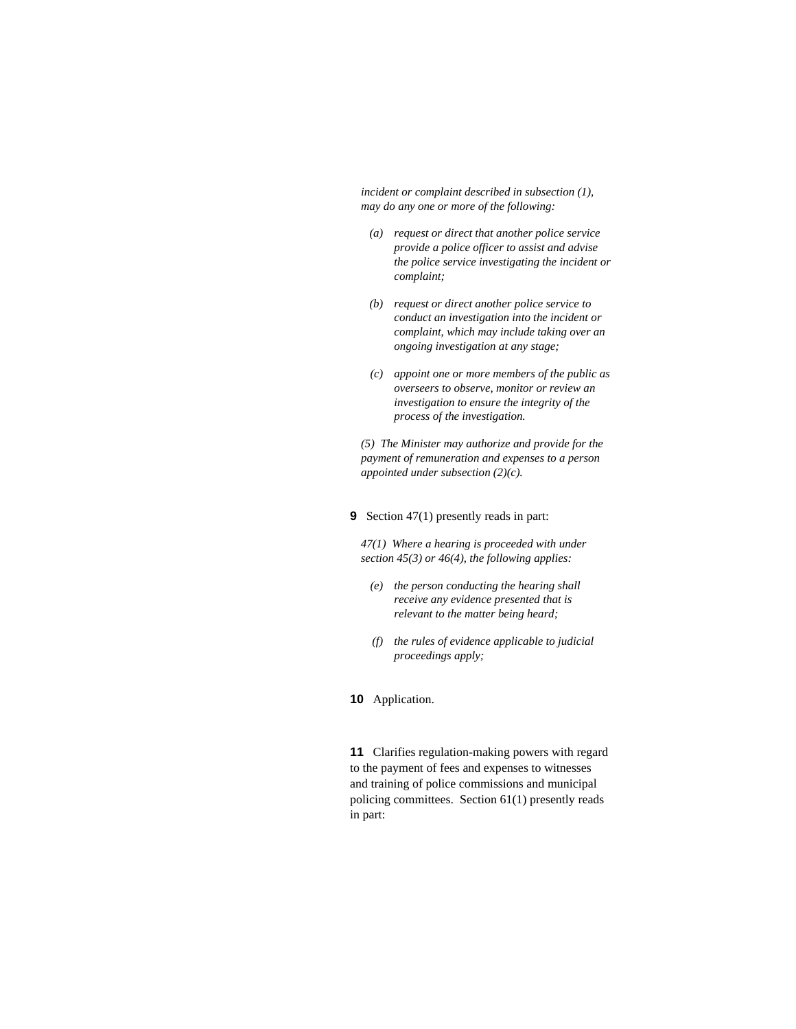*incident or complaint described in subsection (1), may do any one or more of the following:*

*(a) request or direct that another police service provide a police officer to assist and advise the police service investigating the incident or complaint;*

*(b) request or direct another police service to conduct an investigation into the incident or complaint, which may include taking over an ongoing investigation at any stage;*

*(c) appoint one or more members of the public as overseers to observe, monitor or review an investigation to ensure the integrity of the process of the investigation.*

*(5) The Minister may authorize and provide for the payment of remuneration and expenses to a person appointed under subsection (2)(c).*

**9** Section 47(1) presently reads in part:

*47(1) Where a hearing is proceeded with under section 45(3) or 46(4), the following applies:*

*(e) the person conducting the hearing shall receive any evidence presented that is relevant to the matter being heard;*

*(f) the rules of evidence applicable to judicial proceedings apply;*

**10** Application.

**11** Clarifies regulation-making powers with regard to the payment of fees and expenses to witnesses and training of police commissions and municipal policing committees. Section 61(1) presently reads in part: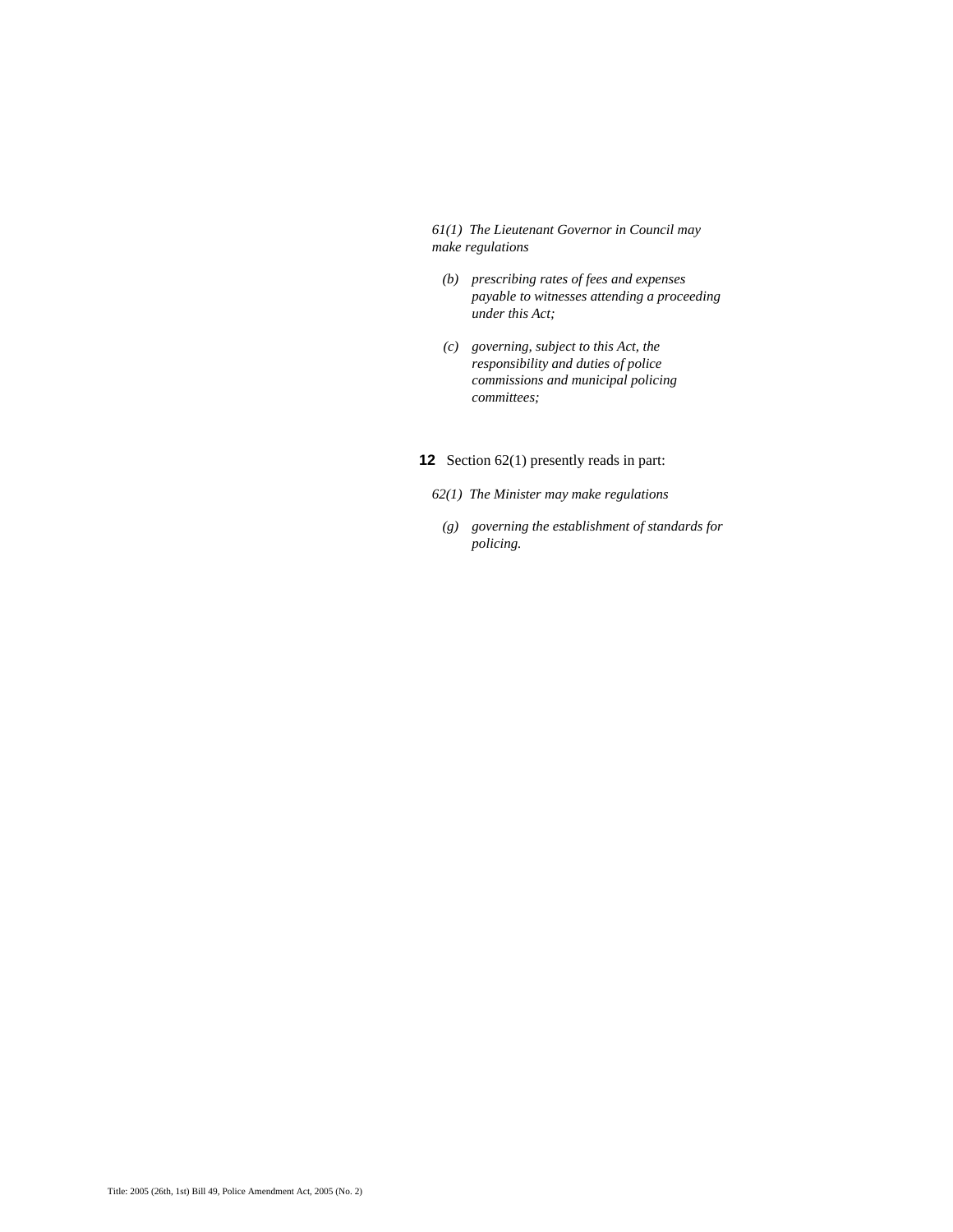*61(1) The Lieutenant Governor in Council may make regulations*

*(b) prescribing rates of fees and expenses payable to witnesses attending a proceeding under this Act;*

*(c) governing, subject to this Act, the responsibility and duties of police commissions and municipal policing committees;*

**12** Section 62(1) presently reads in part:

*62(1) The Minister may make regulations*

*(g) governing the establishment of standards for policing.*